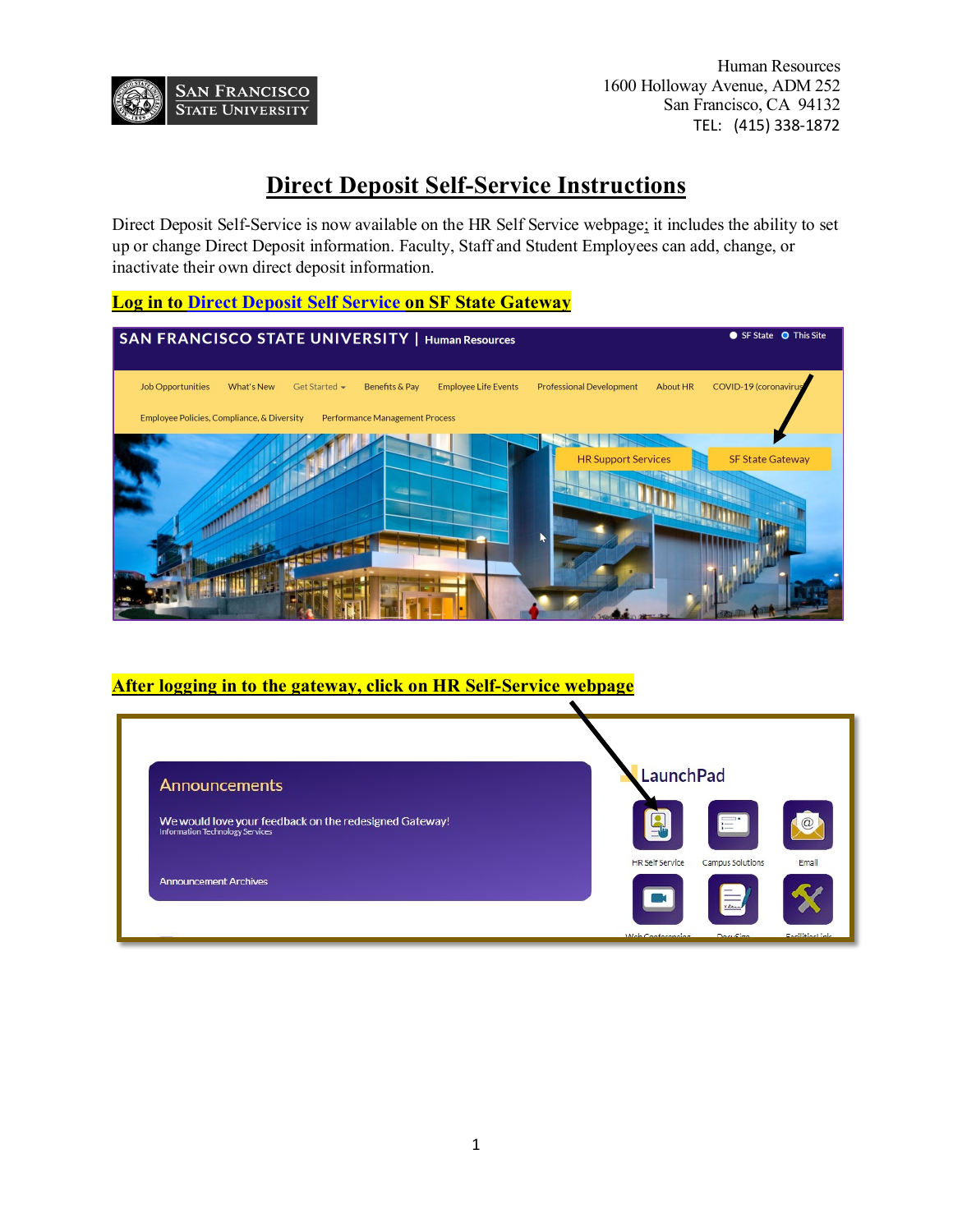Human Resources
1600 Holloway Avenue, ADM 252
San Francisco, CA 94132
TEL: (415) 338-1872

# Direct Deposit Self-Service Instructions

Direct Deposit Self-Service is now available on the HR Self Service webpage; it includes the ability to set up or change Direct Deposit information. Faculty, Staff and Student Employees can add, change, or inactivate their own direct deposit information.

**Log in to Direct Deposit Self Service on SF State Gateway**

**After logging in to the gateway, click on HR Self-Service webpage**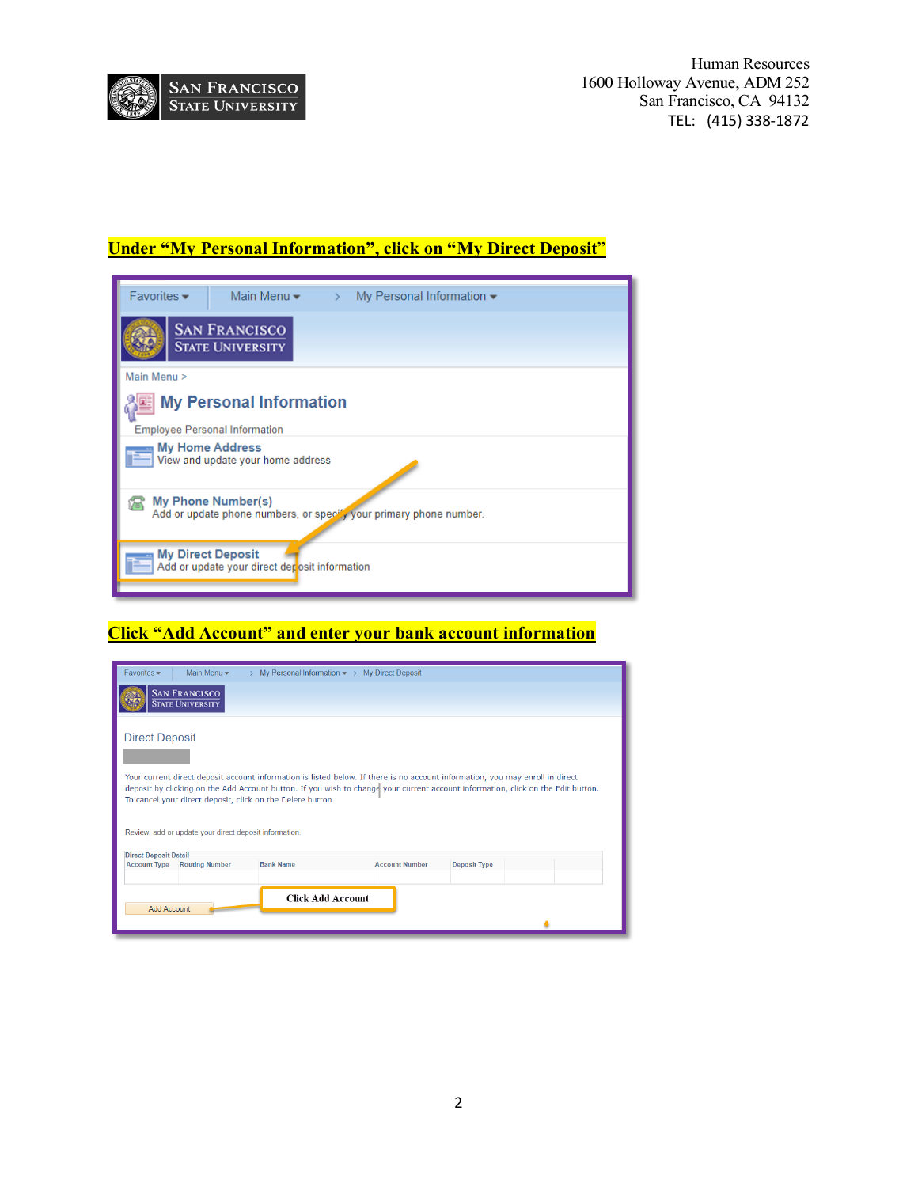Human Resources
1600 Holloway Avenue, ADM 252
San Francisco, CA 94132
TEL: (415) 338-1872

## Under "My Personal Information", click on "My Direct Deposit"

Favorites ▾ Main Menu ▾ > My Personal Information ▾

Main Menu >

**My Personal Information**

Employee Personal Information

**My Home Address**
View and update your home address

**My Phone Number(s)**
Add or update phone numbers, or specify your primary phone number.

**My Direct Deposit**
Add or update your direct deposit information

## Click "Add Account" and enter your bank account information

Favorites ▾ Main Menu ▾ > My Personal Information ▾ > My Direct Deposit

Direct Deposit

Your current direct deposit account information is listed below. If there is no account information, you may enroll in direct deposit by clicking on the Add Account button. If you wish to change your current account information, click on the Edit button. To cancel your direct deposit, click on the Delete button.

Review, add or update your direct deposit information.

Direct Deposit Detail

| Account Type | Routing Number | Bank Name | Account Number | Deposit Type |
| --- | --- | --- | --- | --- |
| | | | | |

Add Account

**Click Add Account**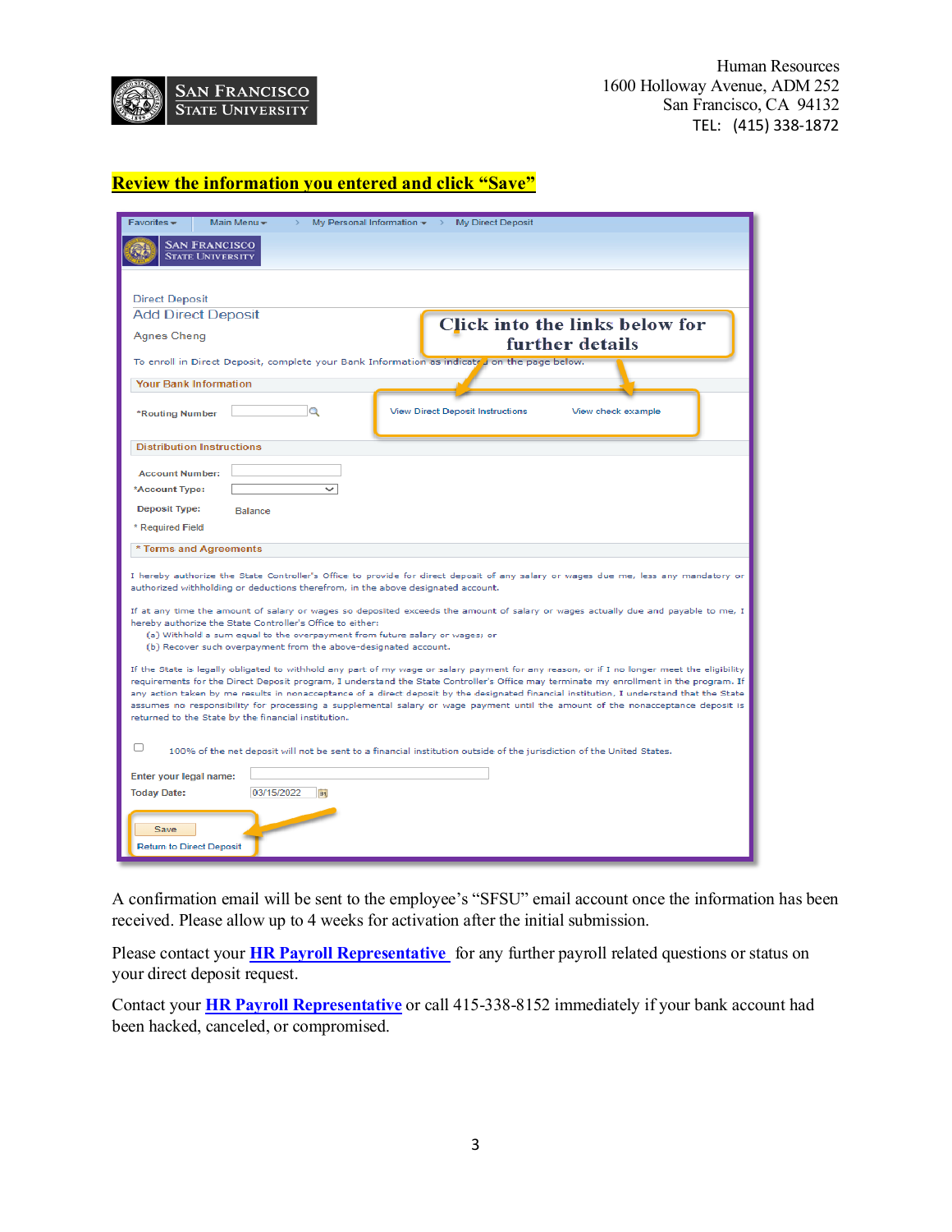Human Resources
1600 Holloway Avenue, ADM 252
San Francisco, CA 94132
TEL: (415) 338-1872

**Review the information you entered and click "Save"**

Favorites ▾ Main Menu ▾ > My Personal Information ▾ > My Direct Deposit

Direct Deposit

Add Direct Deposit

Agnes Cheng

Click into the links below for further details

To enroll in Direct Deposit, complete your Bank Information as indicated on the page below.

Your Bank Information

*Routing Number

View Direct Deposit Instructions View check example

Distribution Instructions

Account Number:

*Account Type:

Deposit Type: Balance

* Required Field

* Terms and Agreements

I hereby authorize the State Controller's Office to provide for direct deposit of any salary or wages due me, less any mandatory or authorized withholding or deductions therefrom, in the above designated account.

If at any time the amount of salary or wages so deposited exceeds the amount of salary or wages actually due and payable to me, I hereby authorize the State Controller's Office to either:
(a) Withhold a sum equal to the overpayment from future salary or wages; or
(b) Recover such overpayment from the above-designated account.

If the State is legally obligated to withhold any part of my wage or salary payment for any reason, or if I no longer meet the eligibility requirements for the Direct Deposit program, I understand the State Controller's Office may terminate my enrollment in the program. If any action taken by me results in nonacceptance of a direct deposit by the designated financial institution, I understand that the State assumes no responsibility for processing a supplemental salary or wage payment until the amount of the nonacceptance deposit is returned to the State by the financial institution.

100% of the net deposit will not be sent to a financial institution outside of the jurisdiction of the United States.

Enter your legal name:

Today Date: 03/15/2022

Save

Return to Direct Deposit

A confirmation email will be sent to the employee's "SFSU" email account once the information has been received. Please allow up to 4 weeks for activation after the initial submission.

Please contact your **HR Payroll Representative** for any further payroll related questions or status on your direct deposit request.

Contact your **HR Payroll Representative** or call 415-338-8152 immediately if your bank account had been hacked, canceled, or compromised.